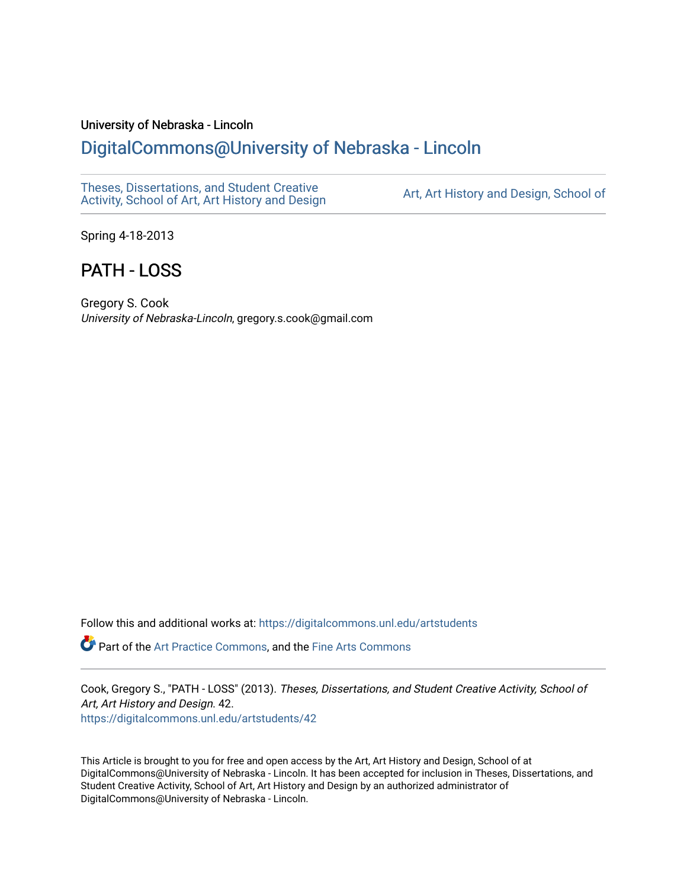University of Nebraska - Lincoln

## DigitalCommons@University of Nebraska - Lincoln

Theses, Dissertations, and Student Creative Activity, School of Art, Art History and Design

Art, Art History and Design, School of

Spring 4-18-2013

# PATH - LOSS

Gregory S. Cook
*University of Nebraska-Lincoln*, gregory.s.cook@gmail.com

Follow this and additional works at: https://digitalcommons.unl.edu/artstudents

Part of the Art Practice Commons, and the Fine Arts Commons

Cook, Gregory S., "PATH - LOSS" (2013). *Theses, Dissertations, and Student Creative Activity, School of Art, Art History and Design*. 42.
https://digitalcommons.unl.edu/artstudents/42

This Article is brought to you for free and open access by the Art, Art History and Design, School of at DigitalCommons@University of Nebraska - Lincoln. It has been accepted for inclusion in Theses, Dissertations, and Student Creative Activity, School of Art, Art History and Design by an authorized administrator of DigitalCommons@University of Nebraska - Lincoln.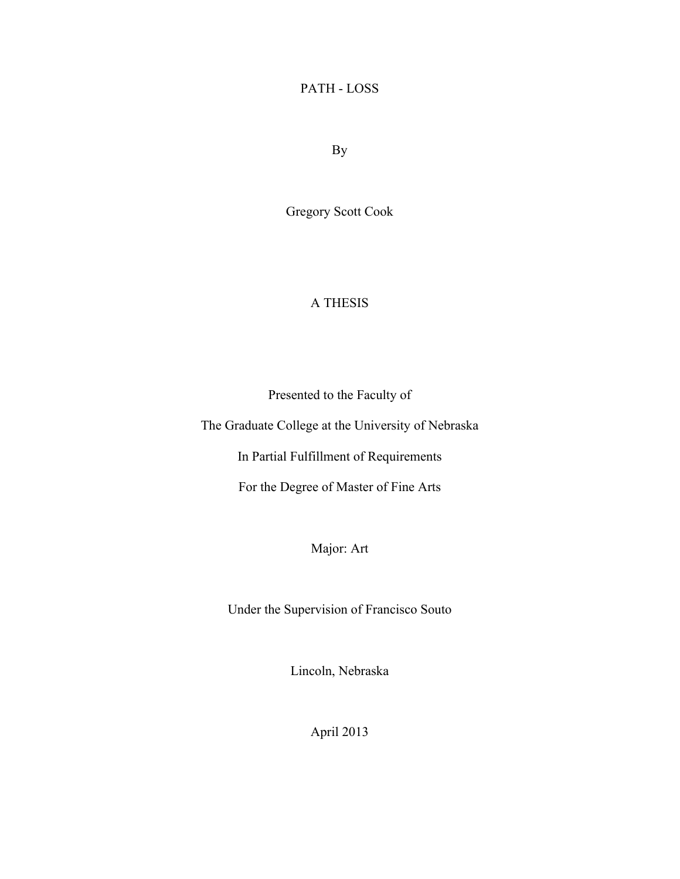# PATH - LOSS

By

Gregory Scott Cook

A THESIS

Presented to the Faculty of

The Graduate College at the University of Nebraska

In Partial Fulfillment of Requirements

For the Degree of Master of Fine Arts

Major: Art

Under the Supervision of Francisco Souto

Lincoln, Nebraska

April 2013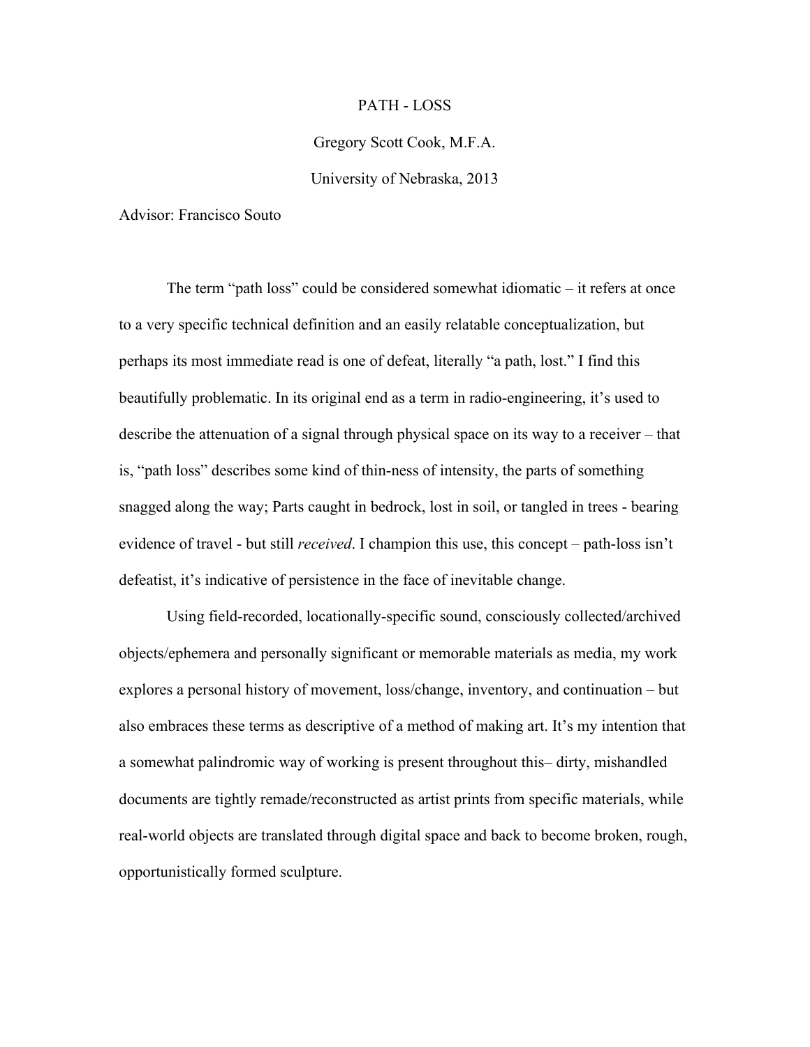PATH - LOSS

Gregory Scott Cook, M.F.A.

University of Nebraska, 2013

Advisor: Francisco Souto

The term "path loss" could be considered somewhat idiomatic – it refers at once to a very specific technical definition and an easily relatable conceptualization, but perhaps its most immediate read is one of defeat, literally "a path, lost." I find this beautifully problematic. In its original end as a term in radio-engineering, it's used to describe the attenuation of a signal through physical space on its way to a receiver – that is, "path loss" describes some kind of thin-ness of intensity, the parts of something snagged along the way; Parts caught in bedrock, lost in soil, or tangled in trees - bearing evidence of travel - but still *received*. I champion this use, this concept – path-loss isn't defeatist, it's indicative of persistence in the face of inevitable change.

Using field-recorded, locationally-specific sound, consciously collected/archived objects/ephemera and personally significant or memorable materials as media, my work explores a personal history of movement, loss/change, inventory, and continuation – but also embraces these terms as descriptive of a method of making art. It's my intention that a somewhat palindromic way of working is present throughout this– dirty, mishandled documents are tightly remade/reconstructed as artist prints from specific materials, while real-world objects are translated through digital space and back to become broken, rough, opportunistically formed sculpture.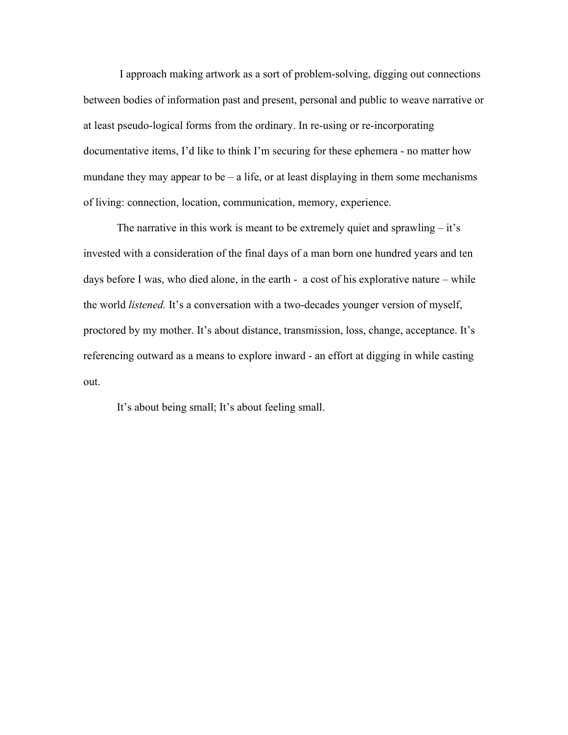I approach making artwork as a sort of problem-solving, digging out connections between bodies of information past and present, personal and public to weave narrative or at least pseudo-logical forms from the ordinary. In re-using or re-incorporating documentative items, I'd like to think I'm securing for these ephemera - no matter how mundane they may appear to be – a life, or at least displaying in them some mechanisms of living: connection, location, communication, memory, experience.

The narrative in this work is meant to be extremely quiet and sprawling – it's invested with a consideration of the final days of a man born one hundred years and ten days before I was, who died alone, in the earth - a cost of his explorative nature – while the world *listened.* It's a conversation with a two-decades younger version of myself, proctored by my mother. It's about distance, transmission, loss, change, acceptance. It's referencing outward as a means to explore inward - an effort at digging in while casting out.

It's about being small; It's about feeling small.